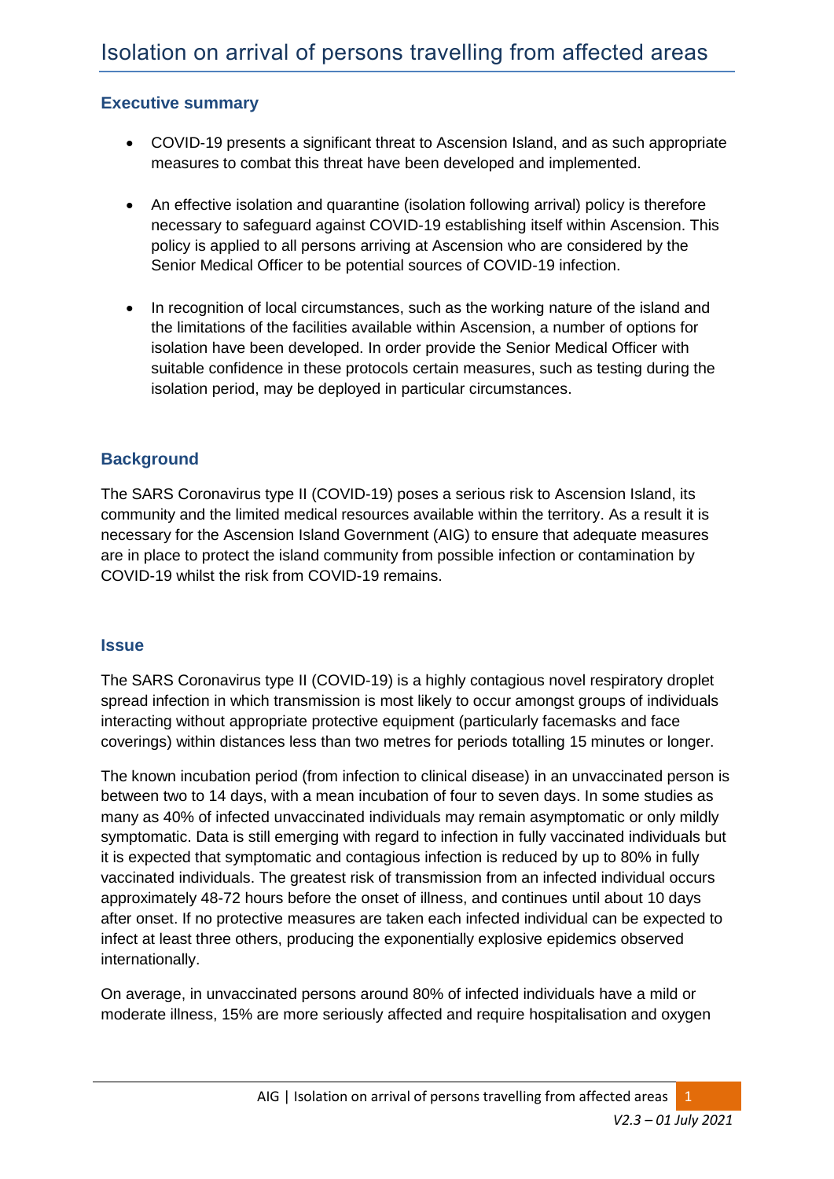# Isolation on arrival of persons travelling from affected areas

## Executive summary

- COVID-19 presents a significant threat to Ascension Island, and as such appropriate measures to combat this threat have been developed and implemented.
- An effective isolation and quarantine (isolation following arrival) policy is therefore necessary to safeguard against COVID-19 establishing itself within Ascension. This policy is applied to all persons arriving at Ascension who are considered by the Senior Medical Officer to be potential sources of COVID-19 infection.
- In recognition of local circumstances, such as the working nature of the island and the limitations of the facilities available within Ascension, a number of options for isolation have been developed. In order provide the Senior Medical Officer with suitable confidence in these protocols certain measures, such as testing during the isolation period, may be deployed in particular circumstances.

## Background

The SARS Coronavirus type II (COVID-19) poses a serious risk to Ascension Island, its community and the limited medical resources available within the territory. As a result it is necessary for the Ascension Island Government (AIG) to ensure that adequate measures are in place to protect the island community from possible infection or contamination by COVID-19 whilst the risk from COVID-19 remains.

## Issue

The SARS Coronavirus type II (COVID-19) is a highly contagious novel respiratory droplet spread infection in which transmission is most likely to occur amongst groups of individuals interacting without appropriate protective equipment (particularly facemasks and face coverings) within distances less than two metres for periods totalling 15 minutes or longer.

The known incubation period (from infection to clinical disease) in an unvaccinated person is between two to 14 days, with a mean incubation of four to seven days. In some studies as many as 40% of infected unvaccinated individuals may remain asymptomatic or only mildly symptomatic. Data is still emerging with regard to infection in fully vaccinated individuals but it is expected that symptomatic and contagious infection is reduced by up to 80% in fully vaccinated individuals. The greatest risk of transmission from an infected individual occurs approximately 48-72 hours before the onset of illness, and continues until about 10 days after onset. If no protective measures are taken each infected individual can be expected to infect at least three others, producing the exponentially explosive epidemics observed internationally.

On average, in unvaccinated persons around 80% of infected individuals have a mild or moderate illness, 15% are more seriously affected and require hospitalisation and oxygen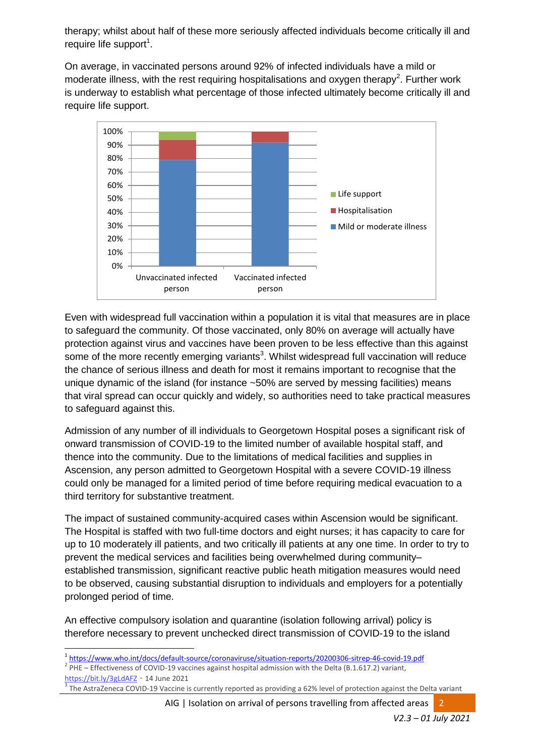therapy; whilst about half of these more seriously affected individuals become critically ill and require life support[1].

On average, in vaccinated persons around 92% of infected individuals have a mild or moderate illness, with the rest requiring hospitalisations and oxygen therapy[2]. Further work is underway to establish what percentage of those infected ultimately become critically ill and require life support.

Even with widespread full vaccination within a population it is vital that measures are in place to safeguard the community. Of those vaccinated, only 80% on average will actually have protection against virus and vaccines have been proven to be less effective than this against some of the more recently emerging variants[3]. Whilst widespread full vaccination will reduce the chance of serious illness and death for most it remains important to recognise that the unique dynamic of the island (for instance ~50% are served by messing facilities) means that viral spread can occur quickly and widely, so authorities need to take practical measures to safeguard against this.

Admission of any number of ill individuals to Georgetown Hospital poses a significant risk of onward transmission of COVID-19 to the limited number of available hospital staff, and thence into the community. Due to the limitations of medical facilities and supplies in Ascension, any person admitted to Georgetown Hospital with a severe COVID-19 illness could only be managed for a limited period of time before requiring medical evacuation to a third territory for substantive treatment.

The impact of sustained community-acquired cases within Ascension would be significant. The Hospital is staffed with two full-time doctors and eight nurses; it has capacity to care for up to 10 moderately ill patients, and two critically ill patients at any one time. In order to try to prevent the medical services and facilities being overwhelmed during community–established transmission, significant reactive public heath mitigation measures would need to be observed, causing substantial disruption to individuals and employers for a potentially prolonged period of time.

An effective compulsory isolation and quarantine (isolation following arrival) policy is therefore necessary to prevent unchecked direct transmission of COVID-19 to the island

[1] https://www.who.int/docs/default-source/coronaviruse/situation-reports/20200306-sitrep-46-covid-19.pdf

[2] PHE – Effectiveness of COVID-19 vaccines against hospital admission with the Delta (B.1.617.2) variant, https://bit.ly/3gLdAFZ - 14 June 2021

[3] The AstraZeneca COVID-19 Vaccine is currently reported as providing a 62% level of protection against the Delta variant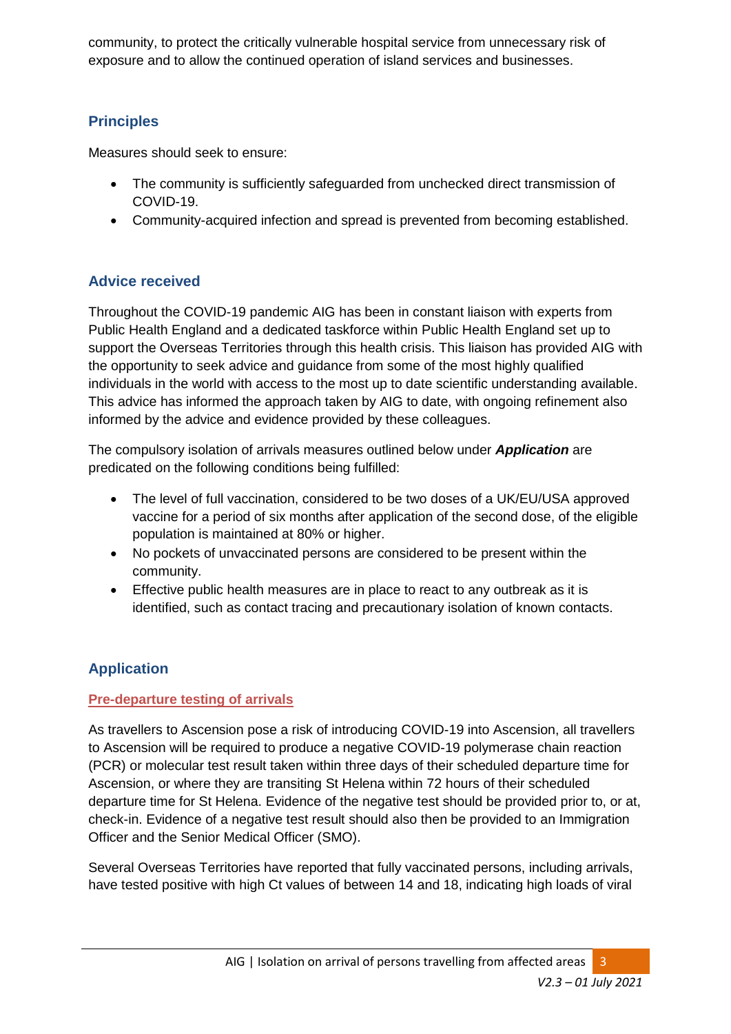community, to protect the critically vulnerable hospital service from unnecessary risk of exposure and to allow the continued operation of island services and businesses.

## Principles

Measures should seek to ensure:

- The community is sufficiently safeguarded from unchecked direct transmission of COVID-19.
- Community-acquired infection and spread is prevented from becoming established.

## Advice received

Throughout the COVID-19 pandemic AIG has been in constant liaison with experts from Public Health England and a dedicated taskforce within Public Health England set up to support the Overseas Territories through this health crisis. This liaison has provided AIG with the opportunity to seek advice and guidance from some of the most highly qualified individuals in the world with access to the most up to date scientific understanding available. This advice has informed the approach taken by AIG to date, with ongoing refinement also informed by the advice and evidence provided by these colleagues.

The compulsory isolation of arrivals measures outlined below under ***Application*** are predicated on the following conditions being fulfilled:

- The level of full vaccination, considered to be two doses of a UK/EU/USA approved vaccine for a period of six months after application of the second dose, of the eligible population is maintained at 80% or higher.
- No pockets of unvaccinated persons are considered to be present within the community.
- Effective public health measures are in place to react to any outbreak as it is identified, such as contact tracing and precautionary isolation of known contacts.

## Application

### Pre-departure testing of arrivals

As travellers to Ascension pose a risk of introducing COVID-19 into Ascension, all travellers to Ascension will be required to produce a negative COVID-19 polymerase chain reaction (PCR) or molecular test result taken within three days of their scheduled departure time for Ascension, or where they are transiting St Helena within 72 hours of their scheduled departure time for St Helena. Evidence of the negative test should be provided prior to, or at, check-in. Evidence of a negative test result should also then be provided to an Immigration Officer and the Senior Medical Officer (SMO).

Several Overseas Territories have reported that fully vaccinated persons, including arrivals, have tested positive with high Ct values of between 14 and 18, indicating high loads of viral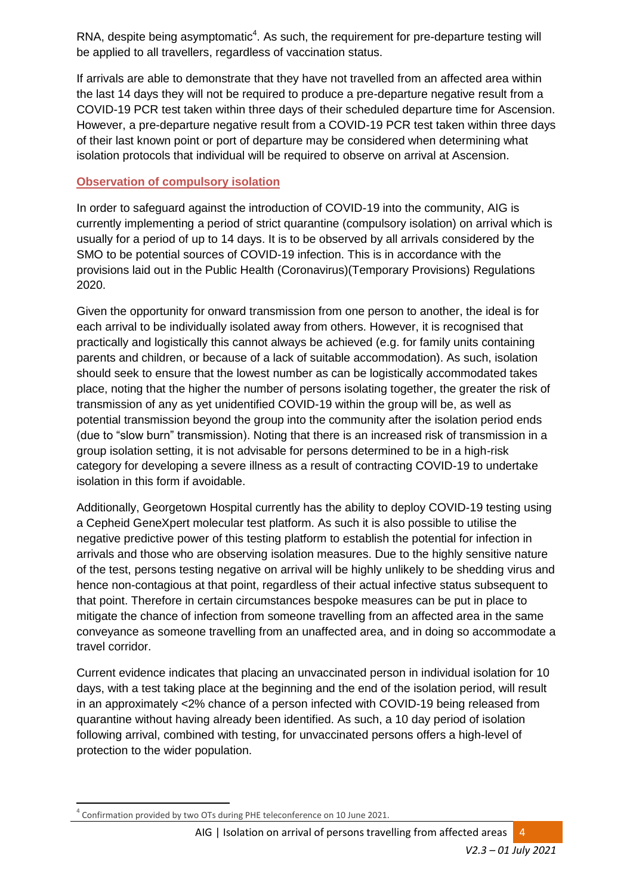RNA, despite being asymptomatic[4]. As such, the requirement for pre-departure testing will be applied to all travellers, regardless of vaccination status.

If arrivals are able to demonstrate that they have not travelled from an affected area within the last 14 days they will not be required to produce a pre-departure negative result from a COVID-19 PCR test taken within three days of their scheduled departure time for Ascension. However, a pre-departure negative result from a COVID-19 PCR test taken within three days of their last known point or port of departure may be considered when determining what isolation protocols that individual will be required to observe on arrival at Ascension.

### Observation of compulsory isolation

In order to safeguard against the introduction of COVID-19 into the community, AIG is currently implementing a period of strict quarantine (compulsory isolation) on arrival which is usually for a period of up to 14 days. It is to be observed by all arrivals considered by the SMO to be potential sources of COVID-19 infection. This is in accordance with the provisions laid out in the Public Health (Coronavirus)(Temporary Provisions) Regulations 2020.

Given the opportunity for onward transmission from one person to another, the ideal is for each arrival to be individually isolated away from others. However, it is recognised that practically and logistically this cannot always be achieved (e.g. for family units containing parents and children, or because of a lack of suitable accommodation). As such, isolation should seek to ensure that the lowest number as can be logistically accommodated takes place, noting that the higher the number of persons isolating together, the greater the risk of transmission of any as yet unidentified COVID-19 within the group will be, as well as potential transmission beyond the group into the community after the isolation period ends (due to "slow burn" transmission). Noting that there is an increased risk of transmission in a group isolation setting, it is not advisable for persons determined to be in a high-risk category for developing a severe illness as a result of contracting COVID-19 to undertake isolation in this form if avoidable.

Additionally, Georgetown Hospital currently has the ability to deploy COVID-19 testing using a Cepheid GeneXpert molecular test platform. As such it is also possible to utilise the negative predictive power of this testing platform to establish the potential for infection in arrivals and those who are observing isolation measures. Due to the highly sensitive nature of the test, persons testing negative on arrival will be highly unlikely to be shedding virus and hence non-contagious at that point, regardless of their actual infective status subsequent to that point. Therefore in certain circumstances bespoke measures can be put in place to mitigate the chance of infection from someone travelling from an affected area in the same conveyance as someone travelling from an unaffected area, and in doing so accommodate a travel corridor.

Current evidence indicates that placing an unvaccinated person in individual isolation for 10 days, with a test taking place at the beginning and the end of the isolation period, will result in an approximately <2% chance of a person infected with COVID-19 being released from quarantine without having already been identified. As such, a 10 day period of isolation following arrival, combined with testing, for unvaccinated persons offers a high-level of protection to the wider population.

[4] Confirmation provided by two OTs during PHE teleconference on 10 June 2021.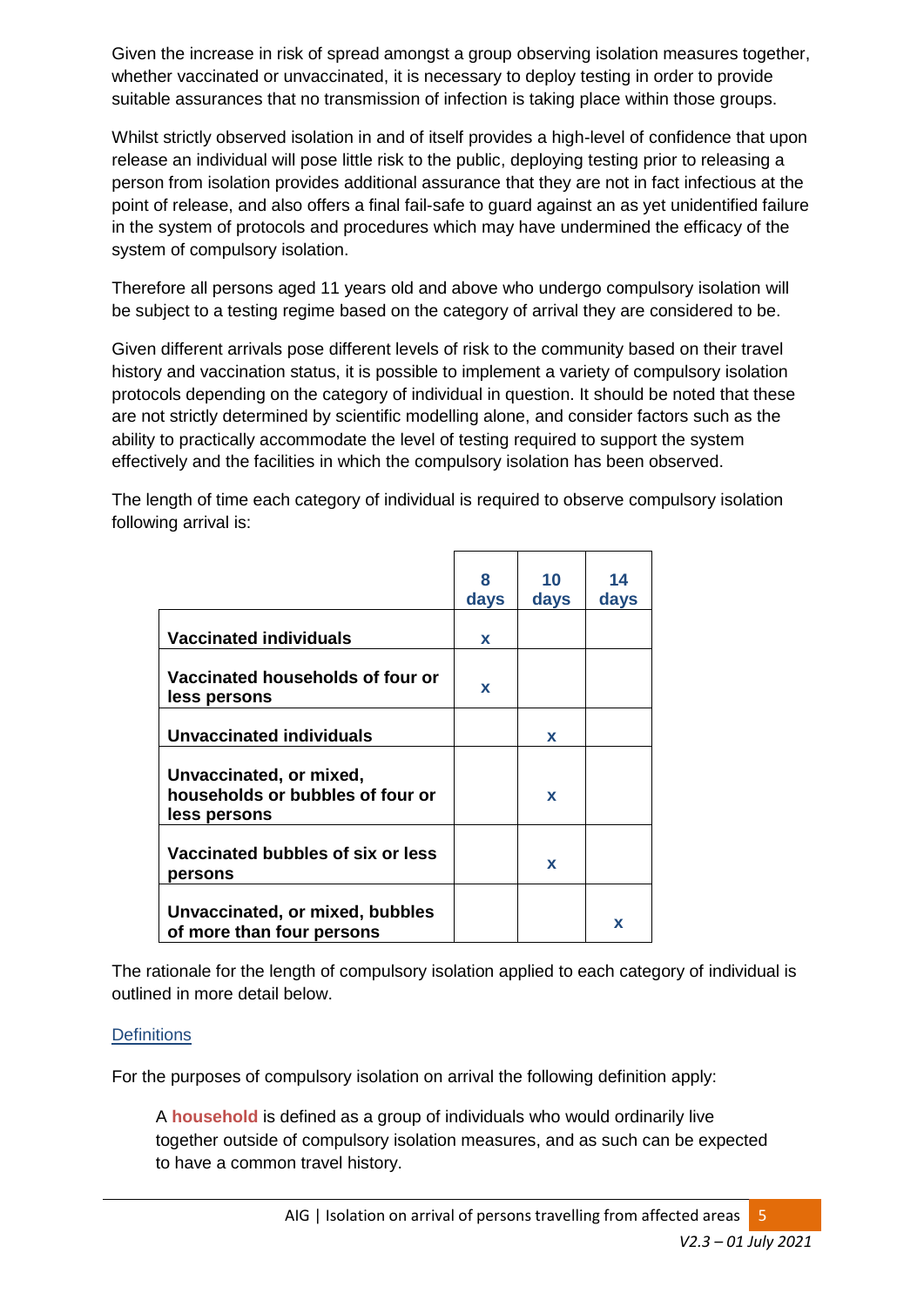Given the increase in risk of spread amongst a group observing isolation measures together, whether vaccinated or unvaccinated, it is necessary to deploy testing in order to provide suitable assurances that no transmission of infection is taking place within those groups.

Whilst strictly observed isolation in and of itself provides a high-level of confidence that upon release an individual will pose little risk to the public, deploying testing prior to releasing a person from isolation provides additional assurance that they are not in fact infectious at the point of release, and also offers a final fail-safe to guard against an as yet unidentified failure in the system of protocols and procedures which may have undermined the efficacy of the system of compulsory isolation.

Therefore all persons aged 11 years old and above who undergo compulsory isolation will be subject to a testing regime based on the category of arrival they are considered to be.

Given different arrivals pose different levels of risk to the community based on their travel history and vaccination status, it is possible to implement a variety of compulsory isolation protocols depending on the category of individual in question. It should be noted that these are not strictly determined by scientific modelling alone, and consider factors such as the ability to practically accommodate the level of testing required to support the system effectively and the facilities in which the compulsory isolation has been observed.

The length of time each category of individual is required to observe compulsory isolation following arrival is:

| | 8 days | 10 days | 14 days |
|---|---|---|---|
| **Vaccinated individuals** | x | | |
| **Vaccinated households of four or less persons** | x | | |
| **Unvaccinated individuals** | | x | |
| **Unvaccinated, or mixed, households or bubbles of four or less persons** | | x | |
| **Vaccinated bubbles of six or less persons** | | x | |
| **Unvaccinated, or mixed, bubbles of more than four persons** | | | x |

The rationale for the length of compulsory isolation applied to each category of individual is outlined in more detail below.

### Definitions

For the purposes of compulsory isolation on arrival the following definition apply:

> A **household** is defined as a group of individuals who would ordinarily live together outside of compulsory isolation measures, and as such can be expected to have a common travel history.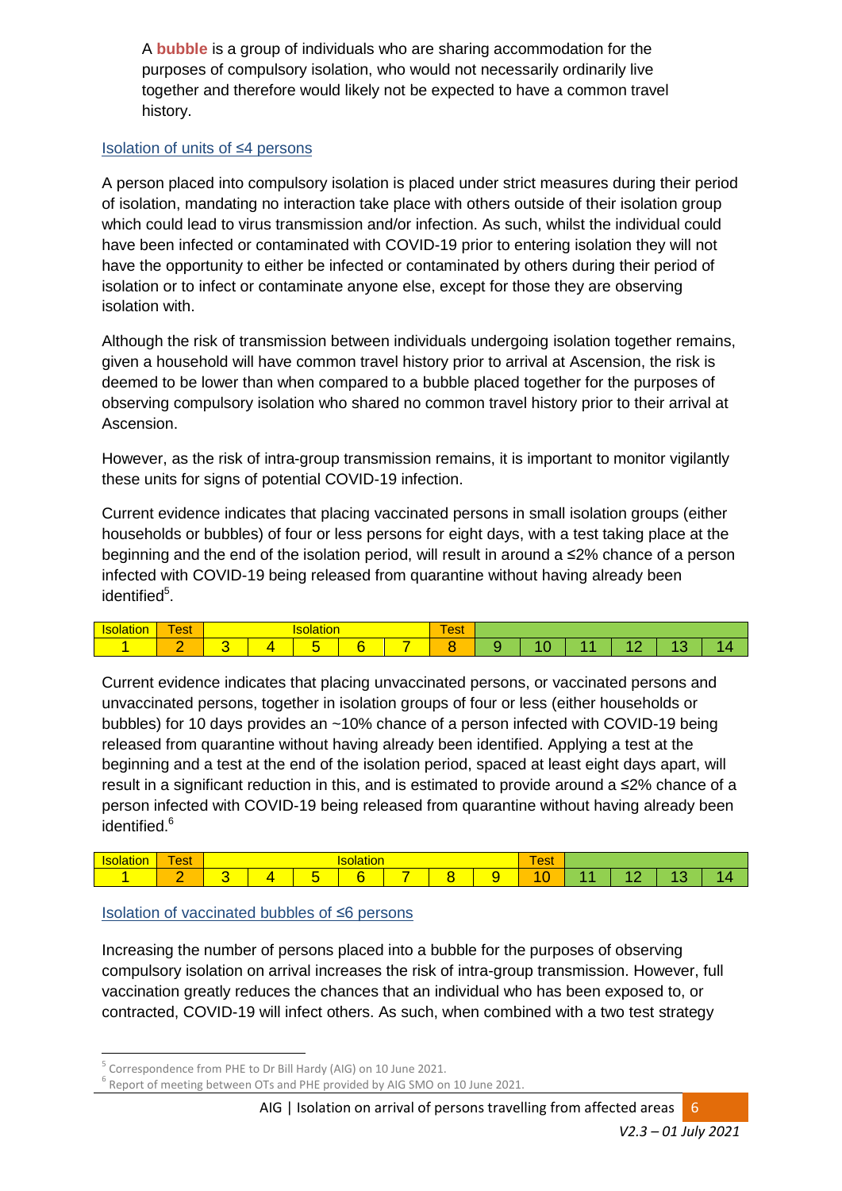A **bubble** is a group of individuals who are sharing accommodation for the purposes of compulsory isolation, who would not necessarily ordinarily live together and therefore would likely not be expected to have a common travel history.

### Isolation of units of ≤4 persons

A person placed into compulsory isolation is placed under strict measures during their period of isolation, mandating no interaction take place with others outside of their isolation group which could lead to virus transmission and/or infection. As such, whilst the individual could have been infected or contaminated with COVID-19 prior to entering isolation they will not have the opportunity to either be infected or contaminated by others during their period of isolation or to infect or contaminate anyone else, except for those they are observing isolation with.

Although the risk of transmission between individuals undergoing isolation together remains, given a household will have common travel history prior to arrival at Ascension, the risk is deemed to be lower than when compared to a bubble placed together for the purposes of observing compulsory isolation who shared no common travel history prior to their arrival at Ascension.

However, as the risk of intra-group transmission remains, it is important to monitor vigilantly these units for signs of potential COVID-19 infection.

Current evidence indicates that placing vaccinated persons in small isolation groups (either households or bubbles) of four or less persons for eight days, with a test taking place at the beginning and the end of the isolation period, will result in around a ≤2% chance of a person infected with COVID-19 being released from quarantine without having already been identified[5].

| Isolation | Test | Isolation | | | | | Test | | | | | | |
|---|---|---|---|---|---|---|---|---|---|---|---|---|---|
| 1 | 2 | 3 | 4 | 5 | 6 | 7 | 8 | 9 | 10 | 11 | 12 | 13 | 14 |

Current evidence indicates that placing unvaccinated persons, or vaccinated persons and unvaccinated persons, together in isolation groups of four or less (either households or bubbles) for 10 days provides an ~10% chance of a person infected with COVID-19 being released from quarantine without having already been identified. Applying a test at the beginning and a test at the end of the isolation period, spaced at least eight days apart, will result in a significant reduction in this, and is estimated to provide around a ≤2% chance of a person infected with COVID-19 being released from quarantine without having already been identified.[6]

| Isolation | Test | Isolation | | | | | | | Test | | | | |
|---|---|---|---|---|---|---|---|---|---|---|---|---|---|
| 1 | 2 | 3 | 4 | 5 | 6 | 7 | 8 | 9 | 10 | 11 | 12 | 13 | 14 |

### Isolation of vaccinated bubbles of ≤6 persons

Increasing the number of persons placed into a bubble for the purposes of observing compulsory isolation on arrival increases the risk of intra-group transmission. However, full vaccination greatly reduces the chances that an individual who has been exposed to, or contracted, COVID-19 will infect others. As such, when combined with a two test strategy

---

[5] Correspondence from PHE to Dr Bill Hardy (AIG) on 10 June 2021.

[6] Report of meeting between OTs and PHE provided by AIG SMO on 10 June 2021.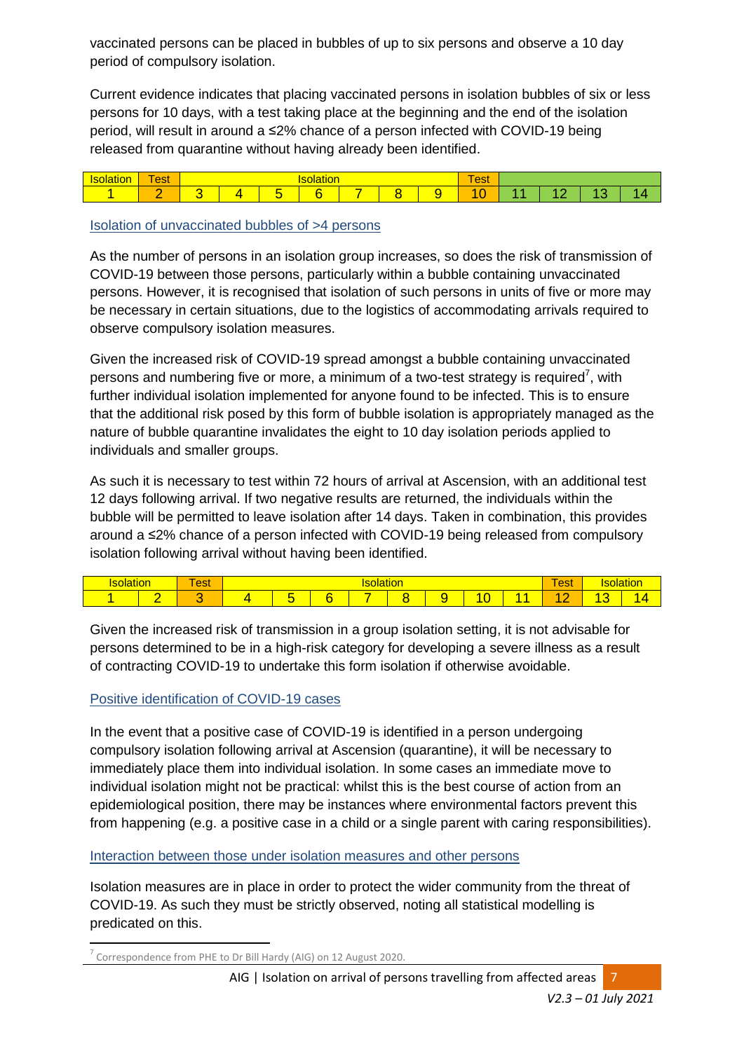vaccinated persons can be placed in bubbles of up to six persons and observe a 10 day period of compulsory isolation.

Current evidence indicates that placing vaccinated persons in isolation bubbles of six or less persons for 10 days, with a test taking place at the beginning and the end of the isolation period, will result in around a ≤2% chance of a person infected with COVID-19 being released from quarantine without having already been identified.

| Isolation | Test | Isolation | | | | | | | Test | | | | |
|---|---|---|---|---|---|---|---|---|---|---|---|---|---|
| 1 | 2 | 3 | 4 | 5 | 6 | 7 | 8 | 9 | 10 | 11 | 12 | 13 | 14 |

### Isolation of unvaccinated bubbles of >4 persons

As the number of persons in an isolation group increases, so does the risk of transmission of COVID-19 between those persons, particularly within a bubble containing unvaccinated persons. However, it is recognised that isolation of such persons in units of five or more may be necessary in certain situations, due to the logistics of accommodating arrivals required to observe compulsory isolation measures.

Given the increased risk of COVID-19 spread amongst a bubble containing unvaccinated persons and numbering five or more, a minimum of a two-test strategy is required[7], with further individual isolation implemented for anyone found to be infected. This is to ensure that the additional risk posed by this form of bubble isolation is appropriately managed as the nature of bubble quarantine invalidates the eight to 10 day isolation periods applied to individuals and smaller groups.

As such it is necessary to test within 72 hours of arrival at Ascension, with an additional test 12 days following arrival. If two negative results are returned, the individuals within the bubble will be permitted to leave isolation after 14 days. Taken in combination, this provides around a ≤2% chance of a person infected with COVID-19 being released from compulsory isolation following arrival without having been identified.

| Isolation | | Test | Isolation | | | | | | | | Test | Isolation | |
|---|---|---|---|---|---|---|---|---|---|---|---|---|---|
| 1 | 2 | 3 | 4 | 5 | 6 | 7 | 8 | 9 | 10 | 11 | 12 | 13 | 14 |

Given the increased risk of transmission in a group isolation setting, it is not advisable for persons determined to be in a high-risk category for developing a severe illness as a result of contracting COVID-19 to undertake this form isolation if otherwise avoidable.

### Positive identification of COVID-19 cases

In the event that a positive case of COVID-19 is identified in a person undergoing compulsory isolation following arrival at Ascension (quarantine), it will be necessary to immediately place them into individual isolation. In some cases an immediate move to individual isolation might not be practical: whilst this is the best course of action from an epidemiological position, there may be instances where environmental factors prevent this from happening (e.g. a positive case in a child or a single parent with caring responsibilities).

### Interaction between those under isolation measures and other persons

Isolation measures are in place in order to protect the wider community from the threat of COVID-19. As such they must be strictly observed, noting all statistical modelling is predicated on this.

[7] Correspondence from PHE to Dr Bill Hardy (AIG) on 12 August 2020.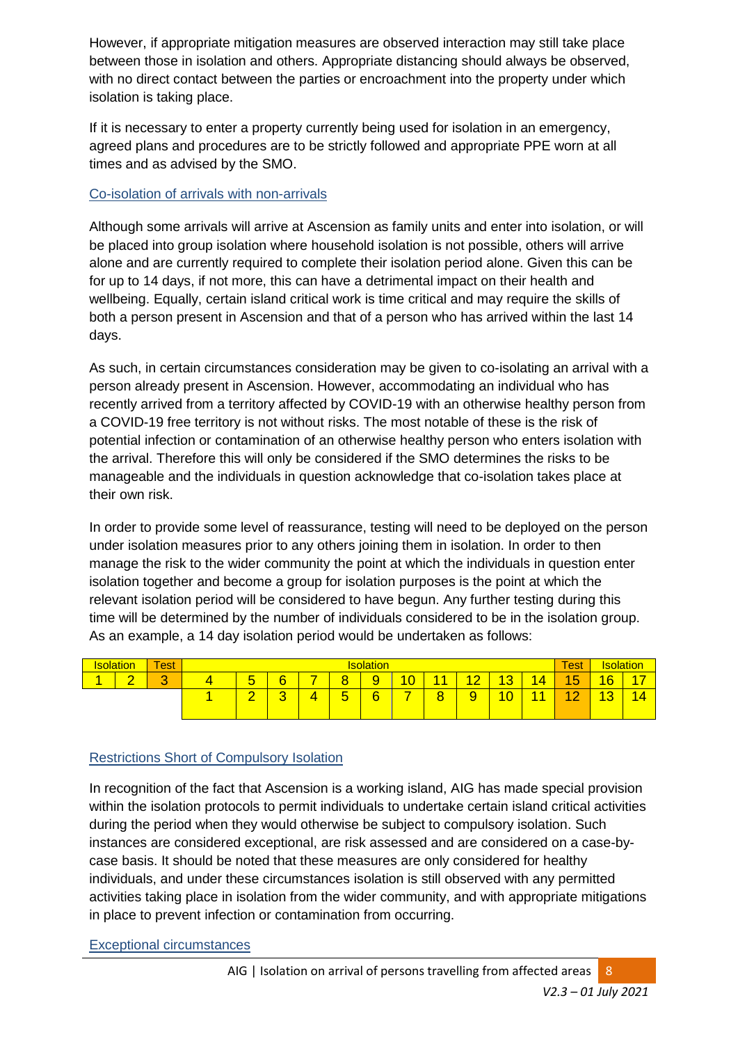However, if appropriate mitigation measures are observed interaction may still take place between those in isolation and others. Appropriate distancing should always be observed, with no direct contact between the parties or encroachment into the property under which isolation is taking place.

If it is necessary to enter a property currently being used for isolation in an emergency, agreed plans and procedures are to be strictly followed and appropriate PPE worn at all times and as advised by the SMO.

### Co-isolation of arrivals with non-arrivals

Although some arrivals will arrive at Ascension as family units and enter into isolation, or will be placed into group isolation where household isolation is not possible, others will arrive alone and are currently required to complete their isolation period alone. Given this can be for up to 14 days, if not more, this can have a detrimental impact on their health and wellbeing. Equally, certain island critical work is time critical and may require the skills of both a person present in Ascension and that of a person who has arrived within the last 14 days.

As such, in certain circumstances consideration may be given to co-isolating an arrival with a person already present in Ascension. However, accommodating an individual who has recently arrived from a territory affected by COVID-19 with an otherwise healthy person from a COVID-19 free territory is not without risks. The most notable of these is the risk of potential infection or contamination of an otherwise healthy person who enters isolation with the arrival. Therefore this will only be considered if the SMO determines the risks to be manageable and the individuals in question acknowledge that co-isolation takes place at their own risk.

In order to provide some level of reassurance, testing will need to be deployed on the person under isolation measures prior to any others joining them in isolation. In order to then manage the risk to the wider community the point at which the individuals in question enter isolation together and become a group for isolation purposes is the point at which the relevant isolation period will be considered to have begun. Any further testing during this time will be determined by the number of individuals considered to be in the isolation group. As an example, a 14 day isolation period would be undertaken as follows:

| Isolation | | Test | Isolation | | | | | | | | | | | Test | Isolation | |
|---|---|---|---|---|---|---|---|---|---|---|---|---|---|---|---|---|
| 1 | 2 | 3 | 4 | 5 | 6 | 7 | 8 | 9 | 10 | 11 | 12 | 13 | 14 | 15 | 16 | 17 |
| | | | 1 | 2 | 3 | 4 | 5 | 6 | 7 | 8 | 9 | 10 | 11 | 12 | 13 | 14 |

### Restrictions Short of Compulsory Isolation

In recognition of the fact that Ascension is a working island, AIG has made special provision within the isolation protocols to permit individuals to undertake certain island critical activities during the period when they would otherwise be subject to compulsory isolation. Such instances are considered exceptional, are risk assessed and are considered on a case-by-case basis. It should be noted that these measures are only considered for healthy individuals, and under these circumstances isolation is still observed with any permitted activities taking place in isolation from the wider community, and with appropriate mitigations in place to prevent infection or contamination from occurring.

### Exceptional circumstances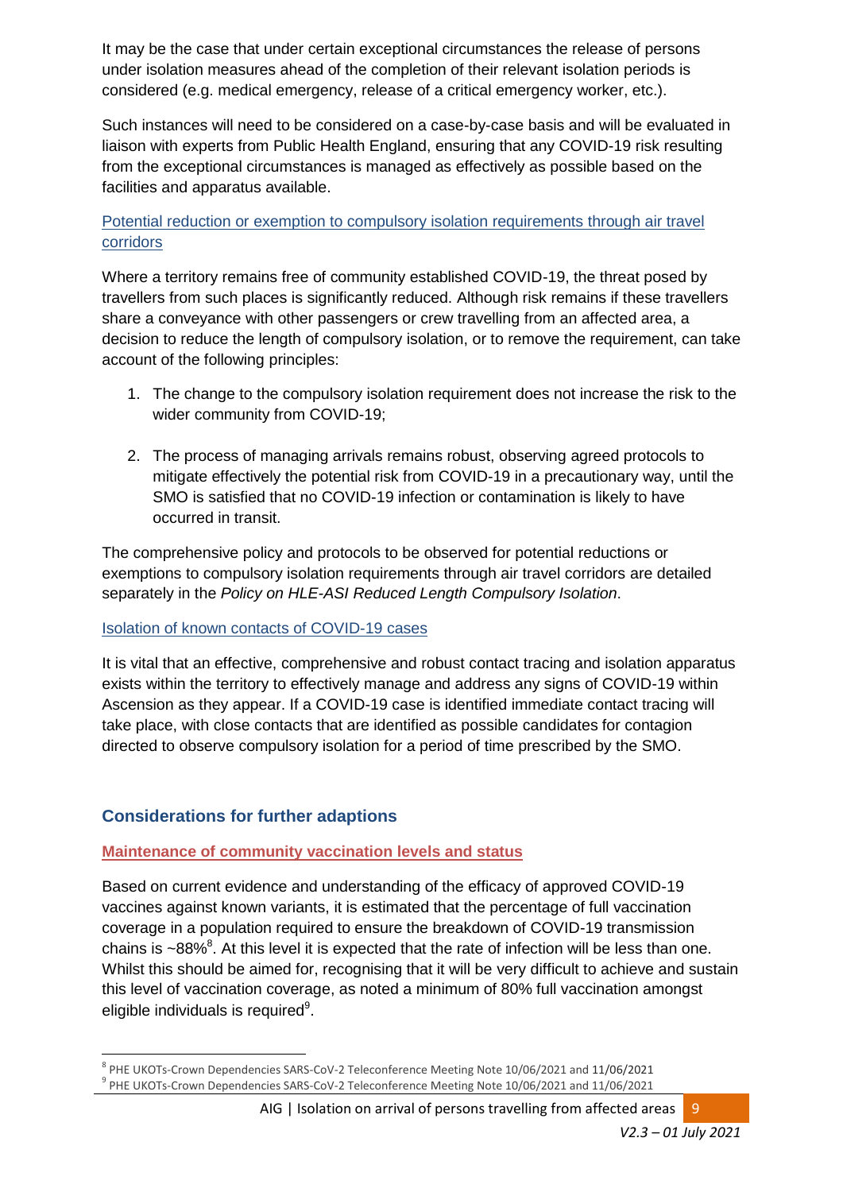It may be the case that under certain exceptional circumstances the release of persons under isolation measures ahead of the completion of their relevant isolation periods is considered (e.g. medical emergency, release of a critical emergency worker, etc.).

Such instances will need to be considered on a case-by-case basis and will be evaluated in liaison with experts from Public Health England, ensuring that any COVID-19 risk resulting from the exceptional circumstances is managed as effectively as possible based on the facilities and apparatus available.

### Potential reduction or exemption to compulsory isolation requirements through air travel corridors

Where a territory remains free of community established COVID-19, the threat posed by travellers from such places is significantly reduced. Although risk remains if these travellers share a conveyance with other passengers or crew travelling from an affected area, a decision to reduce the length of compulsory isolation, or to remove the requirement, can take account of the following principles:

1. The change to the compulsory isolation requirement does not increase the risk to the wider community from COVID-19;

2. The process of managing arrivals remains robust, observing agreed protocols to mitigate effectively the potential risk from COVID-19 in a precautionary way, until the SMO is satisfied that no COVID-19 infection or contamination is likely to have occurred in transit.

The comprehensive policy and protocols to be observed for potential reductions or exemptions to compulsory isolation requirements through air travel corridors are detailed separately in the *Policy on HLE-ASI Reduced Length Compulsory Isolation*.

### Isolation of known contacts of COVID-19 cases

It is vital that an effective, comprehensive and robust contact tracing and isolation apparatus exists within the territory to effectively manage and address any signs of COVID-19 within Ascension as they appear. If a COVID-19 case is identified immediate contact tracing will take place, with close contacts that are identified as possible candidates for contagion directed to observe compulsory isolation for a period of time prescribed by the SMO.

## Considerations for further adaptions

### Maintenance of community vaccination levels and status

Based on current evidence and understanding of the efficacy of approved COVID-19 vaccines against known variants, it is estimated that the percentage of full vaccination coverage in a population required to ensure the breakdown of COVID-19 transmission chains is ~88%[8]. At this level it is expected that the rate of infection will be less than one. Whilst this should be aimed for, recognising that it will be very difficult to achieve and sustain this level of vaccination coverage, as noted a minimum of 80% full vaccination amongst eligible individuals is required[9].

[8] PHE UKOTs-Crown Dependencies SARS-CoV-2 Teleconference Meeting Note 10/06/2021 and 11/06/2021

[9] PHE UKOTs-Crown Dependencies SARS-CoV-2 Teleconference Meeting Note 10/06/2021 and 11/06/2021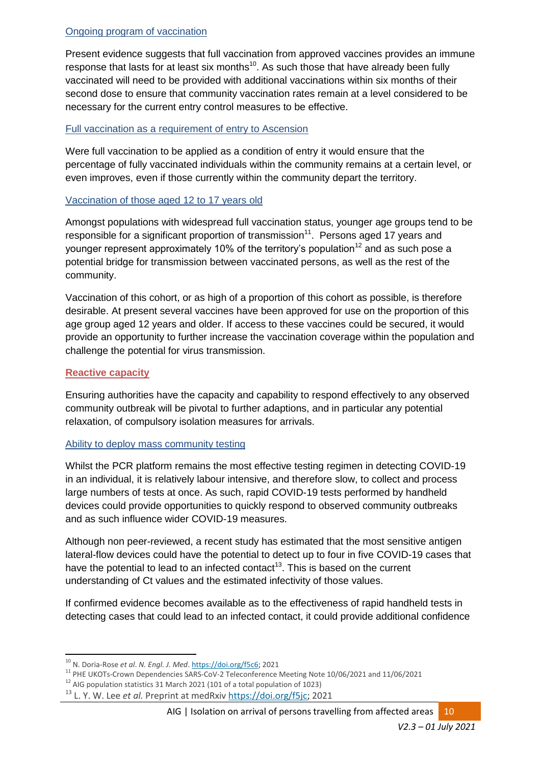### Ongoing program of vaccination

Present evidence suggests that full vaccination from approved vaccines provides an immune response that lasts for at least six months[10]. As such those that have already been fully vaccinated will need to be provided with additional vaccinations within six months of their second dose to ensure that community vaccination rates remain at a level considered to be necessary for the current entry control measures to be effective.

### Full vaccination as a requirement of entry to Ascension

Were full vaccination to be applied as a condition of entry it would ensure that the percentage of fully vaccinated individuals within the community remains at a certain level, or even improves, even if those currently within the community depart the territory.

### Vaccination of those aged 12 to 17 years old

Amongst populations with widespread full vaccination status, younger age groups tend to be responsible for a significant proportion of transmission[11]. Persons aged 17 years and younger represent approximately 10% of the territory's population[12] and as such pose a potential bridge for transmission between vaccinated persons, as well as the rest of the community.

Vaccination of this cohort, or as high of a proportion of this cohort as possible, is therefore desirable. At present several vaccines have been approved for use on the proportion of this age group aged 12 years and older. If access to these vaccines could be secured, it would provide an opportunity to further increase the vaccination coverage within the population and challenge the potential for virus transmission.

## Reactive capacity

Ensuring authorities have the capacity and capability to respond effectively to any observed community outbreak will be pivotal to further adaptions, and in particular any potential relaxation, of compulsory isolation measures for arrivals.

### Ability to deploy mass community testing

Whilst the PCR platform remains the most effective testing regimen in detecting COVID-19 in an individual, it is relatively labour intensive, and therefore slow, to collect and process large numbers of tests at once. As such, rapid COVID-19 tests performed by handheld devices could provide opportunities to quickly respond to observed community outbreaks and as such influence wider COVID-19 measures.

Although non peer-reviewed, a recent study has estimated that the most sensitive antigen lateral-flow devices could have the potential to detect up to four in five COVID-19 cases that have the potential to lead to an infected contact[13]. This is based on the current understanding of Ct values and the estimated infectivity of those values.

If confirmed evidence becomes available as to the effectiveness of rapid handheld tests in detecting cases that could lead to an infected contact, it could provide additional confidence

---

[10] N. Doria-Rose *et al*. *N. Engl. J. Med*. https://doi.org/f5c6; 2021

[11] PHE UKOTs-Crown Dependencies SARS-CoV-2 Teleconference Meeting Note 10/06/2021 and 11/06/2021

[12] AIG population statistics 31 March 2021 (101 of a total population of 1023)

[13] L. Y. W. Lee *et al.* Preprint at medRxiv https://doi.org/f5jc; 2021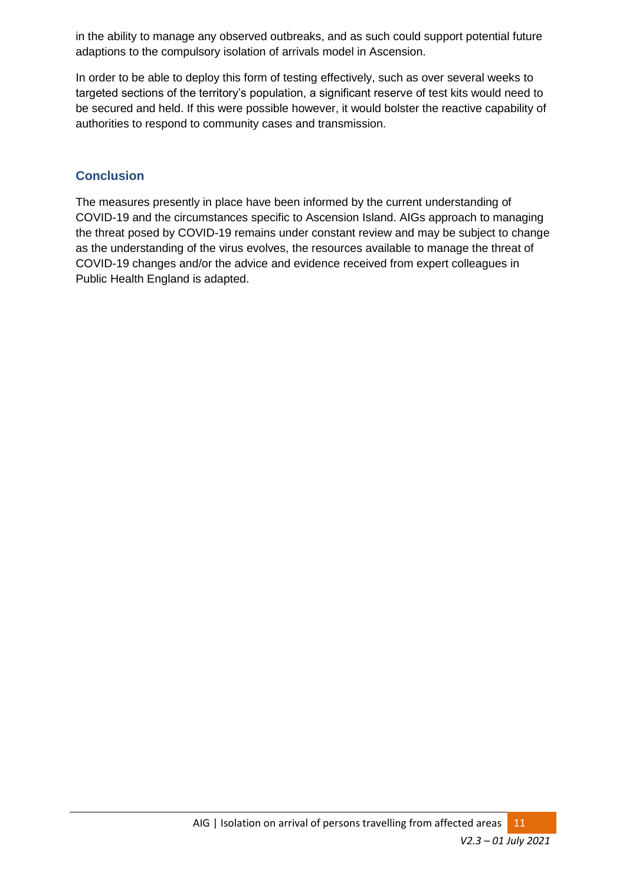in the ability to manage any observed outbreaks, and as such could support potential future adaptions to the compulsory isolation of arrivals model in Ascension.

In order to be able to deploy this form of testing effectively, such as over several weeks to targeted sections of the territory's population, a significant reserve of test kits would need to be secured and held. If this were possible however, it would bolster the reactive capability of authorities to respond to community cases and transmission.

## Conclusion

The measures presently in place have been informed by the current understanding of COVID-19 and the circumstances specific to Ascension Island. AIGs approach to managing the threat posed by COVID-19 remains under constant review and may be subject to change as the understanding of the virus evolves, the resources available to manage the threat of COVID-19 changes and/or the advice and evidence received from expert colleagues in Public Health England is adapted.